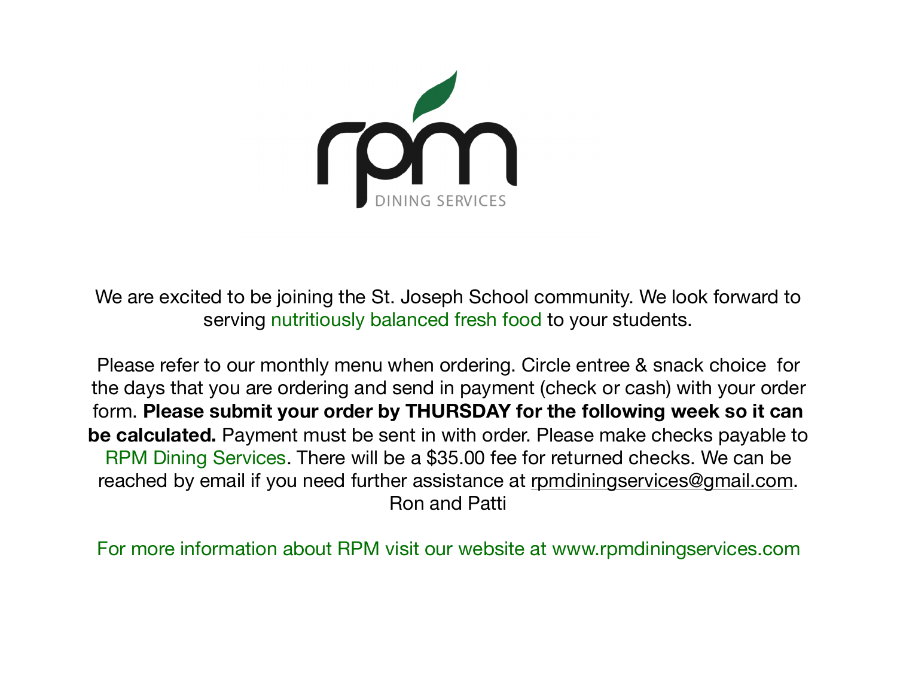rpm

DINING SERVICES

We are excited to be joining the St. Joseph School community. We look forward to serving nutritiously balanced fresh food to your students.

Please refer to our monthly menu when ordering. Circle entree & snack choice for the days that you are ordering and send in payment (check or cash) with your order form. **Please submit your order by THURSDAY for the following week so it can be calculated.** Payment must be sent in with order. Please make checks payable to RPM Dining Services. There will be a $35.00 fee for returned checks. We can be reached by email if you need further assistance at rpmdiningservices@gmail.com.
Ron and Patti

For more information about RPM visit our website at www.rpmdiningservices.com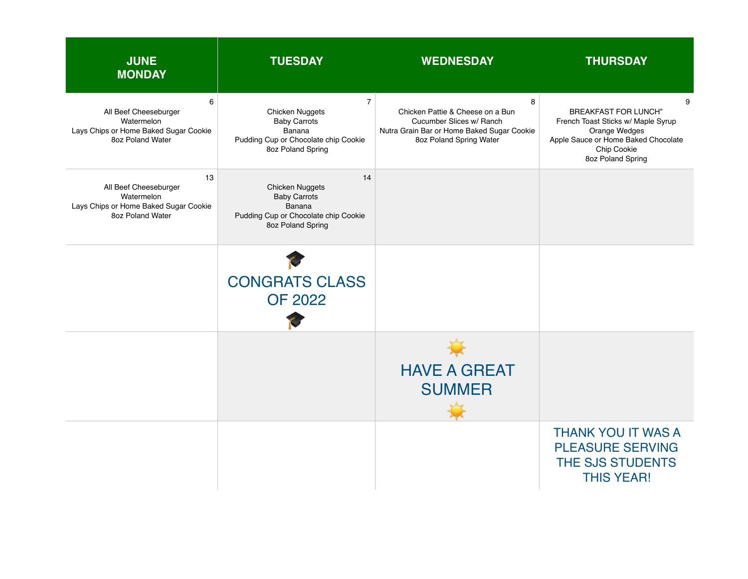| JUNE MONDAY | TUESDAY | WEDNESDAY | THURSDAY |
|---|---|---|---|
| 6<br>All Beef Cheeseburger<br>Watermelon<br>Lays Chips or Home Baked Sugar Cookie<br>8oz Poland Water | 7<br>Chicken Nuggets<br>Baby Carrots<br>Banana<br>Pudding Cup or Chocolate chip Cookie<br>8oz Poland Spring | 8<br>Chicken Pattie & Cheese on a Bun<br>Cucumber Slices w/ Ranch<br>Nutra Grain Bar or Home Baked Sugar Cookie<br>8oz Poland Spring Water | 9<br>BREAKFAST FOR LUNCH"<br>French Toast Sticks w/ Maple Syrup<br>Orange Wedges<br>Apple Sauce or Home Baked Chocolate Chip Cookie<br>8oz Poland Spring |
| 13<br>All Beef Cheeseburger<br>Watermelon<br>Lays Chips or Home Baked Sugar Cookie<br>8oz Poland Water | 14<br>Chicken Nuggets<br>Baby Carrots<br>Banana<br>Pudding Cup or Chocolate chip Cookie<br>8oz Poland Spring | | |
| | 🎓<br>CONGRATS CLASS OF 2022<br>🎓 | | |
| | | ☀️<br>HAVE A GREAT SUMMER<br>☀️ | |
| | | | THANK YOU IT WAS A PLEASURE SERVING THE SJS STUDENTS THIS YEAR! |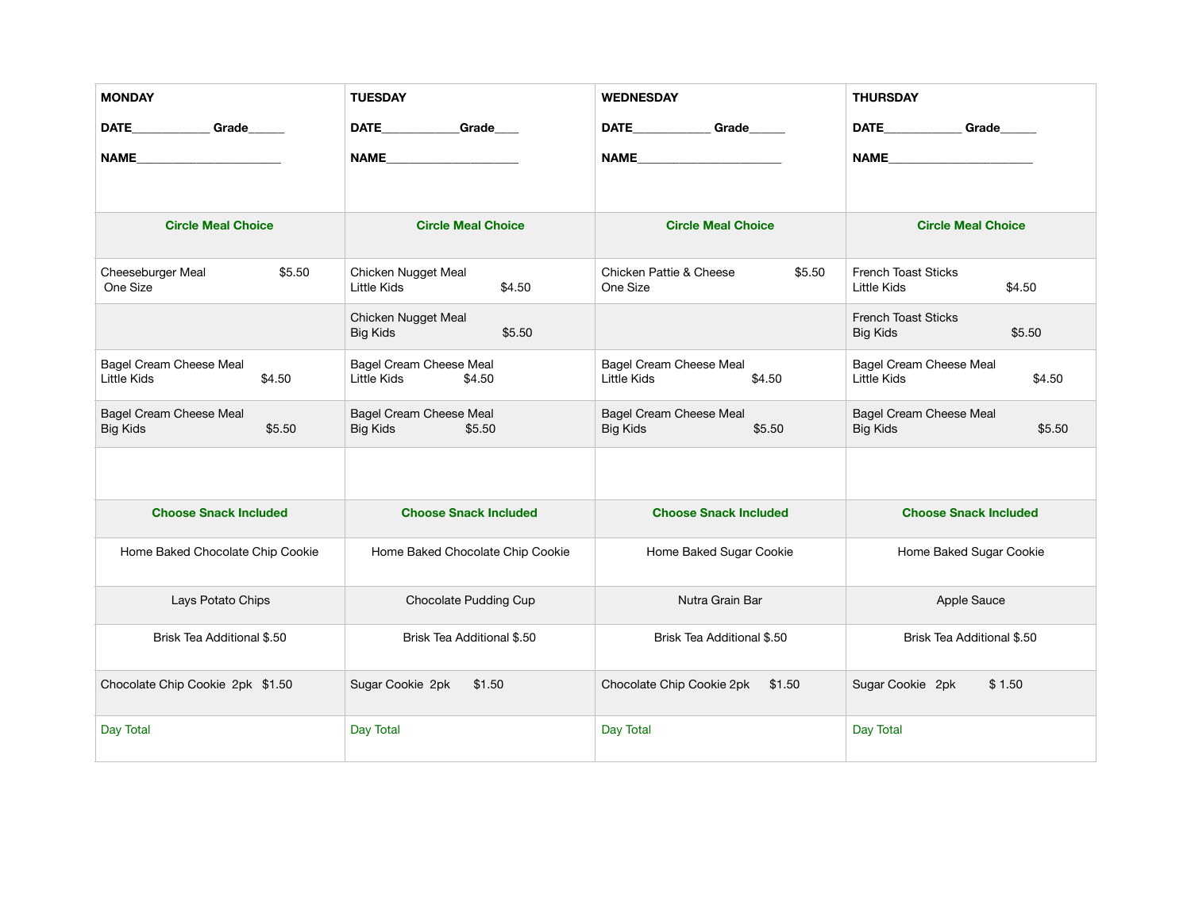| MONDAY | TUESDAY | WEDNESDAY | THURSDAY |
|---|---|---|---|
| **MONDAY**<br>**DATE**____________ **Grade**______<br>**NAME**_______________________ | **TUESDAY**<br>**DATE**____________**Grade**____<br>**NAME**_____________________ | **WEDNESDAY**<br>**DATE**____________ **Grade**______<br>**NAME**______________________ | **THURSDAY**<br>**DATE**____________ **Grade**______<br>**NAME**______________________ |
| **Circle Meal Choice** | **Circle Meal Choice** | **Circle Meal Choice** | **Circle Meal Choice** |
| Cheeseburger Meal One Size $5.50 | Chicken Nugget Meal Little Kids $4.50 | Chicken Pattie & Cheese One Size $5.50 | French Toast Sticks Little Kids $4.50 |
| | Chicken Nugget Meal Big Kids $5.50 | | French Toast Sticks Big Kids $5.50 |
| Bagel Cream Cheese Meal Little Kids $4.50 | Bagel Cream Cheese Meal Little Kids $4.50 | Bagel Cream Cheese Meal Little Kids $4.50 | Bagel Cream Cheese Meal Little Kids $4.50 |
| Bagel Cream Cheese Meal Big Kids $5.50 | Bagel Cream Cheese Meal Big Kids $5.50 | Bagel Cream Cheese Meal Big Kids $5.50 | Bagel Cream Cheese Meal Big Kids $5.50 |
| | | | |
| **Choose Snack Included** | **Choose Snack Included** | **Choose Snack Included** | **Choose Snack Included** |
| Home Baked Chocolate Chip Cookie | Home Baked Chocolate Chip Cookie | Home Baked Sugar Cookie | Home Baked Sugar Cookie |
| Lays Potato Chips | Chocolate Pudding Cup | Nutra Grain Bar | Apple Sauce |
| Brisk Tea Additional $.50 | Brisk Tea Additional $.50 | Brisk Tea Additional $.50 | Brisk Tea Additional $.50 |
| Chocolate Chip Cookie 2pk $1.50 | Sugar Cookie 2pk $1.50 | Chocolate Chip Cookie 2pk $1.50 | Sugar Cookie 2pk $ 1.50 |
| Day Total | Day Total | Day Total | Day Total |